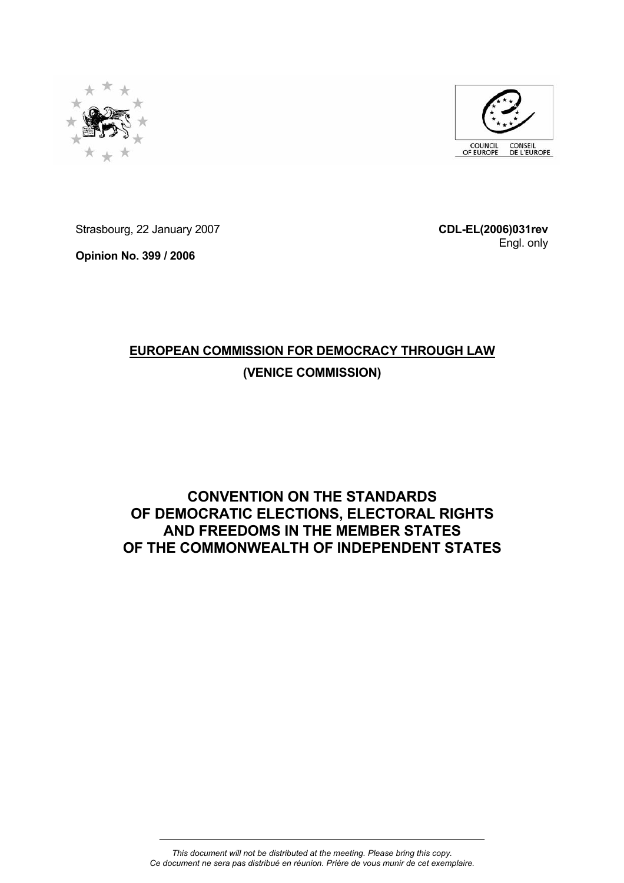Strasbourg, 22 January 2007

**CDL-EL(2006)031rev**

Engl. only

**Opinion No. 399 / 2006**

**EUROPEAN COMMISSION FOR DEMOCRACY THROUGH LAW**

**(VENICE COMMISSION)**

# CONVENTION ON THE STANDARDS OF DEMOCRATIC ELECTIONS, ELECTORAL RIGHTS AND FREEDOMS IN THE MEMBER STATES OF THE COMMONWEALTH OF INDEPENDENT STATES

*This document will not be distributed at the meeting. Please bring this copy.*
*Ce document ne sera pas distribué en réunion. Prière de vous munir de cet exemplaire.*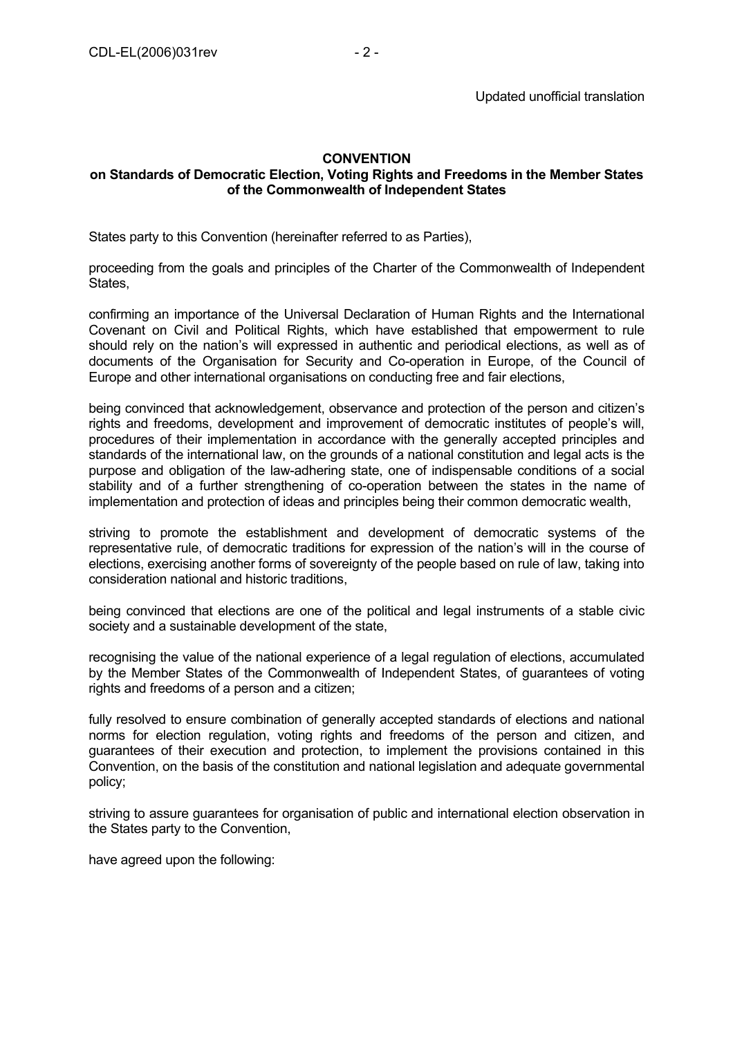Updated unofficial translation

**CONVENTION**
**on Standards of Democratic Election, Voting Rights and Freedoms in the Member States of the Commonwealth of Independent States**

States party to this Convention (hereinafter referred to as Parties),

proceeding from the goals and principles of the Charter of the Commonwealth of Independent States,

confirming an importance of the Universal Declaration of Human Rights and the International Covenant on Civil and Political Rights, which have established that empowerment to rule should rely on the nation's will expressed in authentic and periodical elections, as well as of documents of the Organisation for Security and Co-operation in Europe, of the Council of Europe and other international organisations on conducting free and fair elections,

being convinced that acknowledgement, observance and protection of the person and citizen's rights and freedoms, development and improvement of democratic institutes of people's will, procedures of their implementation in accordance with the generally accepted principles and standards of the international law, on the grounds of a national constitution and legal acts is the purpose and obligation of the law-adhering state, one of indispensable conditions of a social stability and of a further strengthening of co-operation between the states in the name of implementation and protection of ideas and principles being their common democratic wealth,

striving to promote the establishment and development of democratic systems of the representative rule, of democratic traditions for expression of the nation's will in the course of elections, exercising another forms of sovereignty of the people based on rule of law, taking into consideration national and historic traditions,

being convinced that elections are one of the political and legal instruments of a stable civic society and a sustainable development of the state,

recognising the value of the national experience of a legal regulation of elections, accumulated by the Member States of the Commonwealth of Independent States, of guarantees of voting rights and freedoms of a person and a citizen;

fully resolved to ensure combination of generally accepted standards of elections and national norms for election regulation, voting rights and freedoms of the person and citizen, and guarantees of their execution and protection, to implement the provisions contained in this Convention, on the basis of the constitution and national legislation and adequate governmental policy;

striving to assure guarantees for organisation of public and international election observation in the States party to the Convention,

have agreed upon the following: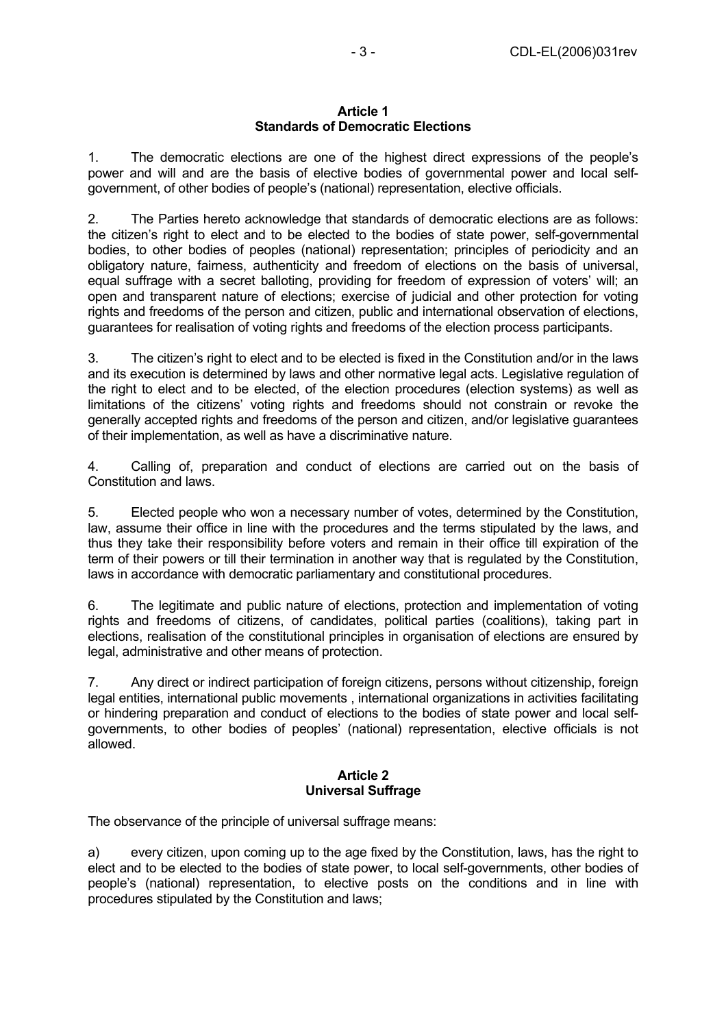**Article 1**
**Standards of Democratic Elections**

1. The democratic elections are one of the highest direct expressions of the people's power and will and are the basis of elective bodies of governmental power and local self-government, of other bodies of people's (national) representation, elective officials.

2. The Parties hereto acknowledge that standards of democratic elections are as follows: the citizen's right to elect and to be elected to the bodies of state power, self-governmental bodies, to other bodies of peoples (national) representation; principles of periodicity and an obligatory nature, fairness, authenticity and freedom of elections on the basis of universal, equal suffrage with a secret balloting, providing for freedom of expression of voters' will; an open and transparent nature of elections; exercise of judicial and other protection for voting rights and freedoms of the person and citizen, public and international observation of elections, guarantees for realisation of voting rights and freedoms of the election process participants.

3. The citizen's right to elect and to be elected is fixed in the Constitution and/or in the laws and its execution is determined by laws and other normative legal acts. Legislative regulation of the right to elect and to be elected, of the election procedures (election systems) as well as limitations of the citizens' voting rights and freedoms should not constrain or revoke the generally accepted rights and freedoms of the person and citizen, and/or legislative guarantees of their implementation, as well as have a discriminative nature.

4. Calling of, preparation and conduct of elections are carried out on the basis of Constitution and laws.

5. Elected people who won a necessary number of votes, determined by the Constitution, law, assume their office in line with the procedures and the terms stipulated by the laws, and thus they take their responsibility before voters and remain in their office till expiration of the term of their powers or till their termination in another way that is regulated by the Constitution, laws in accordance with democratic parliamentary and constitutional procedures.

6. The legitimate and public nature of elections, protection and implementation of voting rights and freedoms of citizens, of candidates, political parties (coalitions), taking part in elections, realisation of the constitutional principles in organisation of elections are ensured by legal, administrative and other means of protection.

7. Any direct or indirect participation of foreign citizens, persons without citizenship, foreign legal entities, international public movements , international organizations in activities facilitating or hindering preparation and conduct of elections to the bodies of state power and local self-governments, to other bodies of peoples' (national) representation, elective officials is not allowed.

**Article 2**
**Universal Suffrage**

The observance of the principle of universal suffrage means:

a) every citizen, upon coming up to the age fixed by the Constitution, laws, has the right to elect and to be elected to the bodies of state power, to local self-governments, other bodies of people's (national) representation, to elective posts on the conditions and in line with procedures stipulated by the Constitution and laws;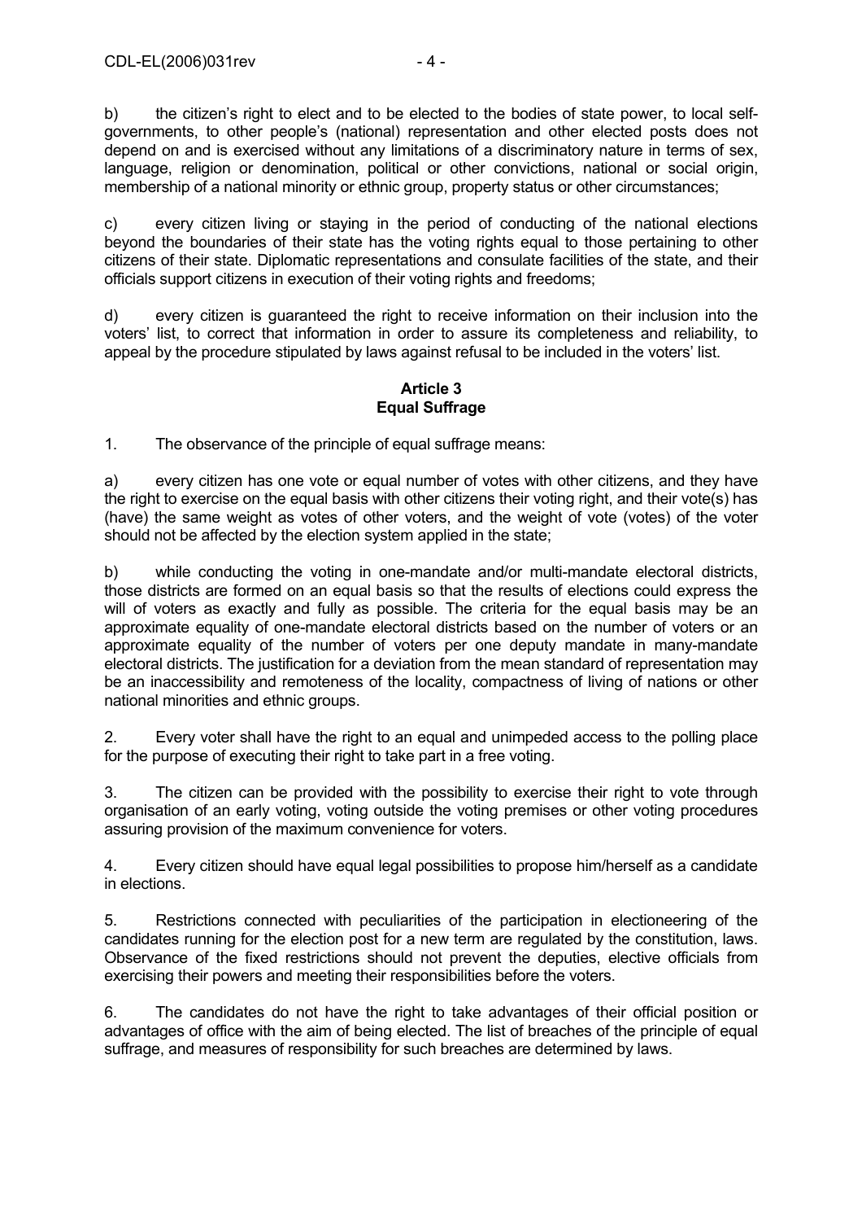b) the citizen's right to elect and to be elected to the bodies of state power, to local self-governments, to other people's (national) representation and other elected posts does not depend on and is exercised without any limitations of a discriminatory nature in terms of sex, language, religion or denomination, political or other convictions, national or social origin, membership of a national minority or ethnic group, property status or other circumstances;

c) every citizen living or staying in the period of conducting of the national elections beyond the boundaries of their state has the voting rights equal to those pertaining to other citizens of their state. Diplomatic representations and consulate facilities of the state, and their officials support citizens in execution of their voting rights and freedoms;

d) every citizen is guaranteed the right to receive information on their inclusion into the voters' list, to correct that information in order to assure its completeness and reliability, to appeal by the procedure stipulated by laws against refusal to be included in the voters' list.

**Article 3**
**Equal Suffrage**

1. The observance of the principle of equal suffrage means:

a) every citizen has one vote or equal number of votes with other citizens, and they have the right to exercise on the equal basis with other citizens their voting right, and their vote(s) has (have) the same weight as votes of other voters, and the weight of vote (votes) of the voter should not be affected by the election system applied in the state;

b) while conducting the voting in one-mandate and/or multi-mandate electoral districts, those districts are formed on an equal basis so that the results of elections could express the will of voters as exactly and fully as possible. The criteria for the equal basis may be an approximate equality of one-mandate electoral districts based on the number of voters or an approximate equality of the number of voters per one deputy mandate in many-mandate electoral districts. The justification for a deviation from the mean standard of representation may be an inaccessibility and remoteness of the locality, compactness of living of nations or other national minorities and ethnic groups.

2. Every voter shall have the right to an equal and unimpeded access to the polling place for the purpose of executing their right to take part in a free voting.

3. The citizen can be provided with the possibility to exercise their right to vote through organisation of an early voting, voting outside the voting premises or other voting procedures assuring provision of the maximum convenience for voters.

4. Every citizen should have equal legal possibilities to propose him/herself as a candidate in elections.

5. Restrictions connected with peculiarities of the participation in electioneering of the candidates running for the election post for a new term are regulated by the constitution, laws. Observance of the fixed restrictions should not prevent the deputies, elective officials from exercising their powers and meeting their responsibilities before the voters.

6. The candidates do not have the right to take advantages of their official position or advantages of office with the aim of being elected. The list of breaches of the principle of equal suffrage, and measures of responsibility for such breaches are determined by laws.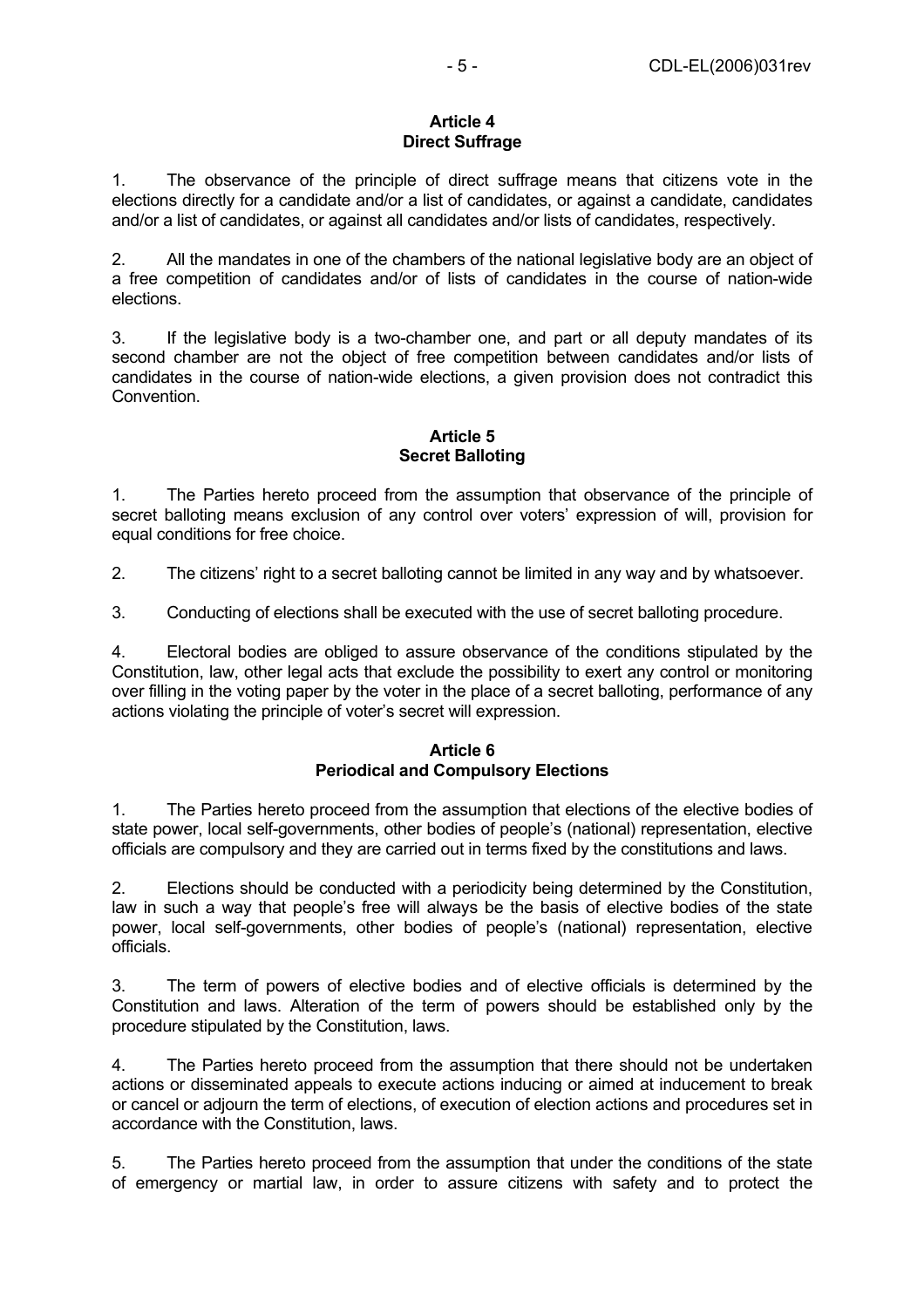**Article 4**
**Direct Suffrage**

1. The observance of the principle of direct suffrage means that citizens vote in the elections directly for a candidate and/or a list of candidates, or against a candidate, candidates and/or a list of candidates, or against all candidates and/or lists of candidates, respectively.

2. All the mandates in one of the chambers of the national legislative body are an object of a free competition of candidates and/or of lists of candidates in the course of nation-wide elections.

3. If the legislative body is a two-chamber one, and part or all deputy mandates of its second chamber are not the object of free competition between candidates and/or lists of candidates in the course of nation-wide elections, a given provision does not contradict this Convention.

**Article 5**
**Secret Balloting**

1. The Parties hereto proceed from the assumption that observance of the principle of secret balloting means exclusion of any control over voters' expression of will, provision for equal conditions for free choice.

2. The citizens' right to a secret balloting cannot be limited in any way and by whatsoever.

3. Conducting of elections shall be executed with the use of secret balloting procedure.

4. Electoral bodies are obliged to assure observance of the conditions stipulated by the Constitution, law, other legal acts that exclude the possibility to exert any control or monitoring over filling in the voting paper by the voter in the place of a secret balloting, performance of any actions violating the principle of voter's secret will expression.

**Article 6**
**Periodical and Compulsory Elections**

1. The Parties hereto proceed from the assumption that elections of the elective bodies of state power, local self-governments, other bodies of people's (national) representation, elective officials are compulsory and they are carried out in terms fixed by the constitutions and laws.

2. Elections should be conducted with a periodicity being determined by the Constitution, law in such a way that people's free will always be the basis of elective bodies of the state power, local self-governments, other bodies of people's (national) representation, elective officials.

3. The term of powers of elective bodies and of elective officials is determined by the Constitution and laws. Alteration of the term of powers should be established only by the procedure stipulated by the Constitution, laws.

4. The Parties hereto proceed from the assumption that there should not be undertaken actions or disseminated appeals to execute actions inducing or aimed at inducement to break or cancel or adjourn the term of elections, of execution of election actions and procedures set in accordance with the Constitution, laws.

5. The Parties hereto proceed from the assumption that under the conditions of the state of emergency or martial law, in order to assure citizens with safety and to protect the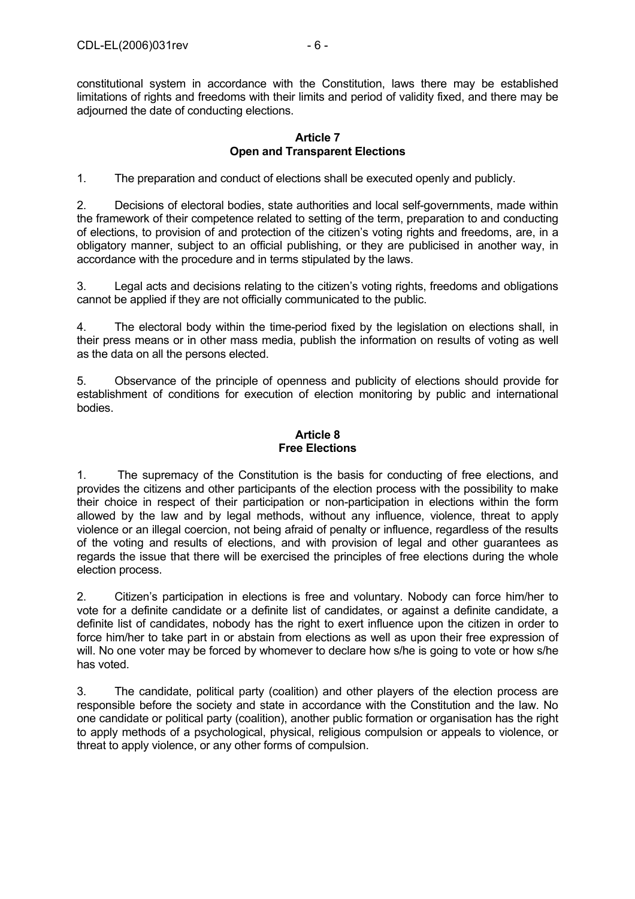constitutional system in accordance with the Constitution, laws there may be established limitations of rights and freedoms with their limits and period of validity fixed, and there may be adjourned the date of conducting elections.

### Article 7
### Open and Transparent Elections

1. The preparation and conduct of elections shall be executed openly and publicly.

2. Decisions of electoral bodies, state authorities and local self-governments, made within the framework of their competence related to setting of the term, preparation to and conducting of elections, to provision of and protection of the citizen's voting rights and freedoms, are, in a obligatory manner, subject to an official publishing, or they are publicised in another way, in accordance with the procedure and in terms stipulated by the laws.

3. Legal acts and decisions relating to the citizen's voting rights, freedoms and obligations cannot be applied if they are not officially communicated to the public.

4. The electoral body within the time-period fixed by the legislation on elections shall, in their press means or in other mass media, publish the information on results of voting as well as the data on all the persons elected.

5. Observance of the principle of openness and publicity of elections should provide for establishment of conditions for execution of election monitoring by public and international bodies.

### Article 8
### Free Elections

1. The supremacy of the Constitution is the basis for conducting of free elections, and provides the citizens and other participants of the election process with the possibility to make their choice in respect of their participation or non-participation in elections within the form allowed by the law and by legal methods, without any influence, violence, threat to apply violence or an illegal coercion, not being afraid of penalty or influence, regardless of the results of the voting and results of elections, and with provision of legal and other guarantees as regards the issue that there will be exercised the principles of free elections during the whole election process.

2. Citizen's participation in elections is free and voluntary. Nobody can force him/her to vote for a definite candidate or a definite list of candidates, or against a definite candidate, a definite list of candidates, nobody has the right to exert influence upon the citizen in order to force him/her to take part in or abstain from elections as well as upon their free expression of will. No one voter may be forced by whomever to declare how s/he is going to vote or how s/he has voted.

3. The candidate, political party (coalition) and other players of the election process are responsible before the society and state in accordance with the Constitution and the law. No one candidate or political party (coalition), another public formation or organisation has the right to apply methods of a psychological, physical, religious compulsion or appeals to violence, or threat to apply violence, or any other forms of compulsion.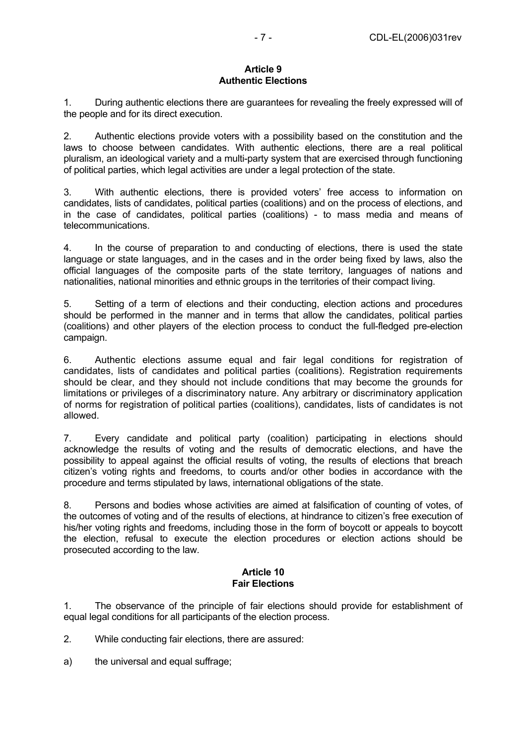**Article 9**
**Authentic Elections**

1. During authentic elections there are guarantees for revealing the freely expressed will of the people and for its direct execution.

2. Authentic elections provide voters with a possibility based on the constitution and the laws to choose between candidates. With authentic elections, there are a real political pluralism, an ideological variety and a multi-party system that are exercised through functioning of political parties, which legal activities are under a legal protection of the state.

3. With authentic elections, there is provided voters' free access to information on candidates, lists of candidates, political parties (coalitions) and on the process of elections, and in the case of candidates, political parties (coalitions) - to mass media and means of telecommunications.

4. In the course of preparation to and conducting of elections, there is used the state language or state languages, and in the cases and in the order being fixed by laws, also the official languages of the composite parts of the state territory, languages of nations and nationalities, national minorities and ethnic groups in the territories of their compact living.

5. Setting of a term of elections and their conducting, election actions and procedures should be performed in the manner and in terms that allow the candidates, political parties (coalitions) and other players of the election process to conduct the full-fledged pre-election campaign.

6. Authentic elections assume equal and fair legal conditions for registration of candidates, lists of candidates and political parties (coalitions). Registration requirements should be clear, and they should not include conditions that may become the grounds for limitations or privileges of a discriminatory nature. Any arbitrary or discriminatory application of norms for registration of political parties (coalitions), candidates, lists of candidates is not allowed.

7. Every candidate and political party (coalition) participating in elections should acknowledge the results of voting and the results of democratic elections, and have the possibility to appeal against the official results of voting, the results of elections that breach citizen's voting rights and freedoms, to courts and/or other bodies in accordance with the procedure and terms stipulated by laws, international obligations of the state.

8. Persons and bodies whose activities are aimed at falsification of counting of votes, of the outcomes of voting and of the results of elections, at hindrance to citizen's free execution of his/her voting rights and freedoms, including those in the form of boycott or appeals to boycott the election, refusal to execute the election procedures or election actions should be prosecuted according to the law.

**Article 10**
**Fair Elections**

1. The observance of the principle of fair elections should provide for establishment of equal legal conditions for all participants of the election process.

2. While conducting fair elections, there are assured:

a) the universal and equal suffrage;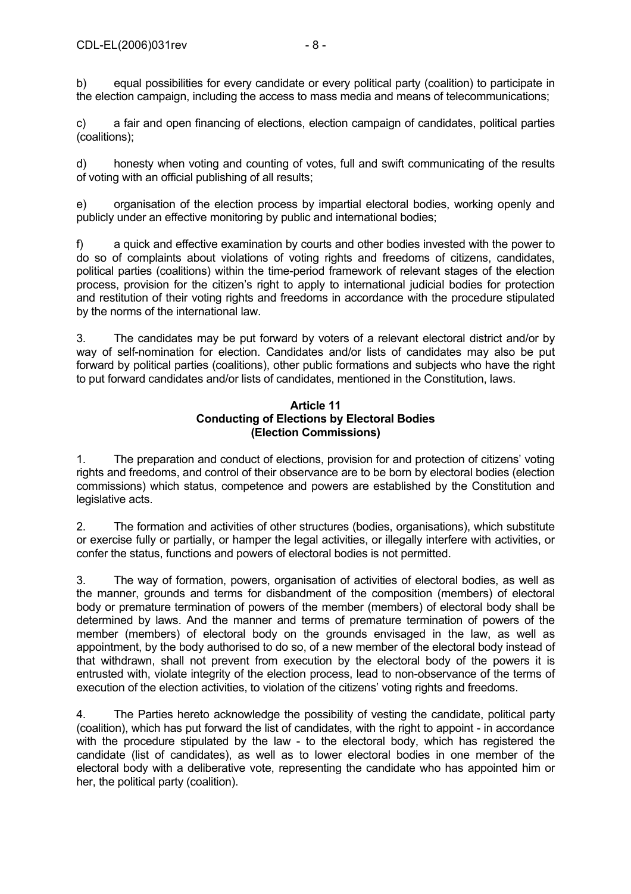b) equal possibilities for every candidate or every political party (coalition) to participate in the election campaign, including the access to mass media and means of telecommunications;

c) a fair and open financing of elections, election campaign of candidates, political parties (coalitions);

d) honesty when voting and counting of votes, full and swift communicating of the results of voting with an official publishing of all results;

e) organisation of the election process by impartial electoral bodies, working openly and publicly under an effective monitoring by public and international bodies;

f) a quick and effective examination by courts and other bodies invested with the power to do so of complaints about violations of voting rights and freedoms of citizens, candidates, political parties (coalitions) within the time-period framework of relevant stages of the election process, provision for the citizen's right to apply to international judicial bodies for protection and restitution of their voting rights and freedoms in accordance with the procedure stipulated by the norms of the international law.

3. The candidates may be put forward by voters of a relevant electoral district and/or by way of self-nomination for election. Candidates and/or lists of candidates may also be put forward by political parties (coalitions), other public formations and subjects who have the right to put forward candidates and/or lists of candidates, mentioned in the Constitution, laws.

### Article 11
### Conducting of Elections by Electoral Bodies (Election Commissions)

1. The preparation and conduct of elections, provision for and protection of citizens' voting rights and freedoms, and control of their observance are to be born by electoral bodies (election commissions) which status, competence and powers are established by the Constitution and legislative acts.

2. The formation and activities of other structures (bodies, organisations), which substitute or exercise fully or partially, or hamper the legal activities, or illegally interfere with activities, or confer the status, functions and powers of electoral bodies is not permitted.

3. The way of formation, powers, organisation of activities of electoral bodies, as well as the manner, grounds and terms for disbandment of the composition (members) of electoral body or premature termination of powers of the member (members) of electoral body shall be determined by laws. And the manner and terms of premature termination of powers of the member (members) of electoral body on the grounds envisaged in the law, as well as appointment, by the body authorised to do so, of a new member of the electoral body instead of that withdrawn, shall not prevent from execution by the electoral body of the powers it is entrusted with, violate integrity of the election process, lead to non-observance of the terms of execution of the election activities, to violation of the citizens' voting rights and freedoms.

4. The Parties hereto acknowledge the possibility of vesting the candidate, political party (coalition), which has put forward the list of candidates, with the right to appoint - in accordance with the procedure stipulated by the law - to the electoral body, which has registered the candidate (list of candidates), as well as to lower electoral bodies in one member of the electoral body with a deliberative vote, representing the candidate who has appointed him or her, the political party (coalition).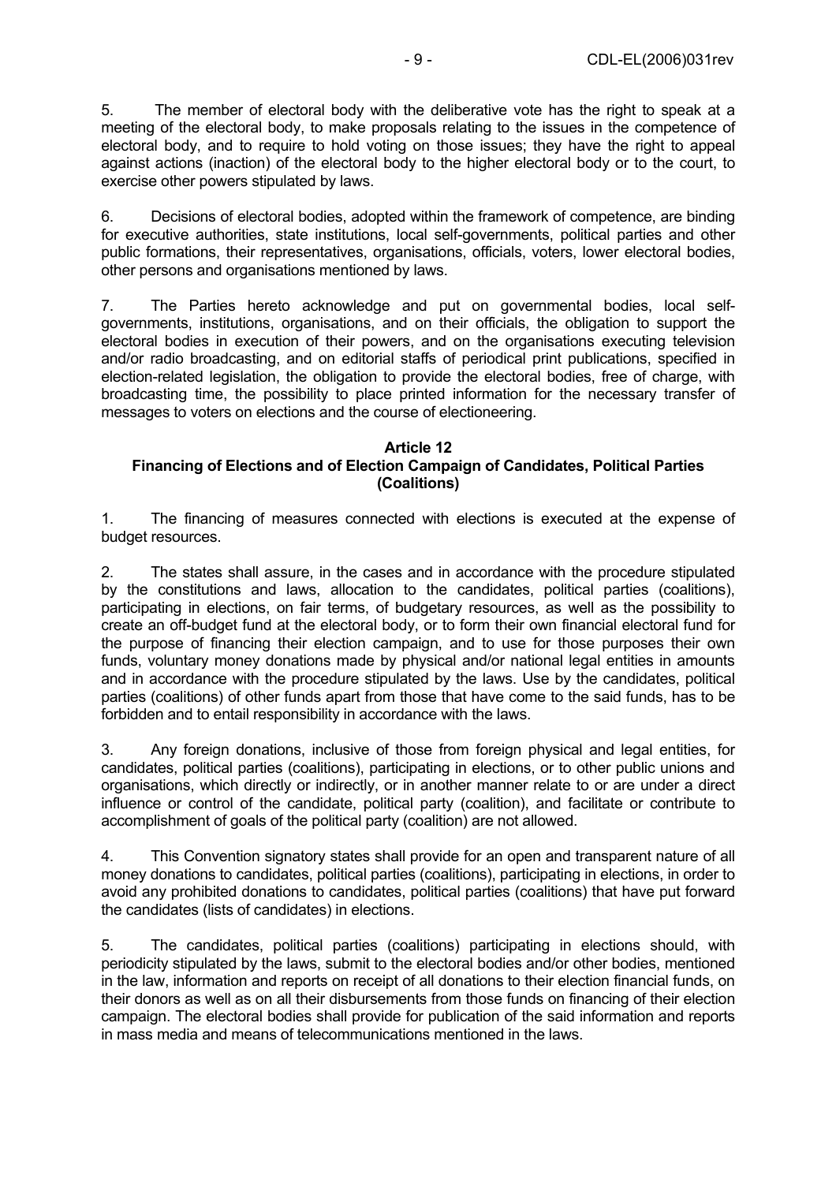5. The member of electoral body with the deliberative vote has the right to speak at a meeting of the electoral body, to make proposals relating to the issues in the competence of electoral body, and to require to hold voting on those issues; they have the right to appeal against actions (inaction) of the electoral body to the higher electoral body or to the court, to exercise other powers stipulated by laws.

6. Decisions of electoral bodies, adopted within the framework of competence, are binding for executive authorities, state institutions, local self-governments, political parties and other public formations, their representatives, organisations, officials, voters, lower electoral bodies, other persons and organisations mentioned by laws.

7. The Parties hereto acknowledge and put on governmental bodies, local self-governments, institutions, organisations, and on their officials, the obligation to support the electoral bodies in execution of their powers, and on the organisations executing television and/or radio broadcasting, and on editorial staffs of periodical print publications, specified in election-related legislation, the obligation to provide the electoral bodies, free of charge, with broadcasting time, the possibility to place printed information for the necessary transfer of messages to voters on elections and the course of electioneering.

**Article 12**
**Financing of Elections and of Election Campaign of Candidates, Political Parties (Coalitions)**

1. The financing of measures connected with elections is executed at the expense of budget resources.

2. The states shall assure, in the cases and in accordance with the procedure stipulated by the constitutions and laws, allocation to the candidates, political parties (coalitions), participating in elections, on fair terms, of budgetary resources, as well as the possibility to create an off-budget fund at the electoral body, or to form their own financial electoral fund for the purpose of financing their election campaign, and to use for those purposes their own funds, voluntary money donations made by physical and/or national legal entities in amounts and in accordance with the procedure stipulated by the laws. Use by the candidates, political parties (coalitions) of other funds apart from those that have come to the said funds, has to be forbidden and to entail responsibility in accordance with the laws.

3. Any foreign donations, inclusive of those from foreign physical and legal entities, for candidates, political parties (coalitions), participating in elections, or to other public unions and organisations, which directly or indirectly, or in another manner relate to or are under a direct influence or control of the candidate, political party (coalition), and facilitate or contribute to accomplishment of goals of the political party (coalition) are not allowed.

4. This Convention signatory states shall provide for an open and transparent nature of all money donations to candidates, political parties (coalitions), participating in elections, in order to avoid any prohibited donations to candidates, political parties (coalitions) that have put forward the candidates (lists of candidates) in elections.

5. The candidates, political parties (coalitions) participating in elections should, with periodicity stipulated by the laws, submit to the electoral bodies and/or other bodies, mentioned in the law, information and reports on receipt of all donations to their election financial funds, on their donors as well as on all their disbursements from those funds on financing of their election campaign. The electoral bodies shall provide for publication of the said information and reports in mass media and means of telecommunications mentioned in the laws.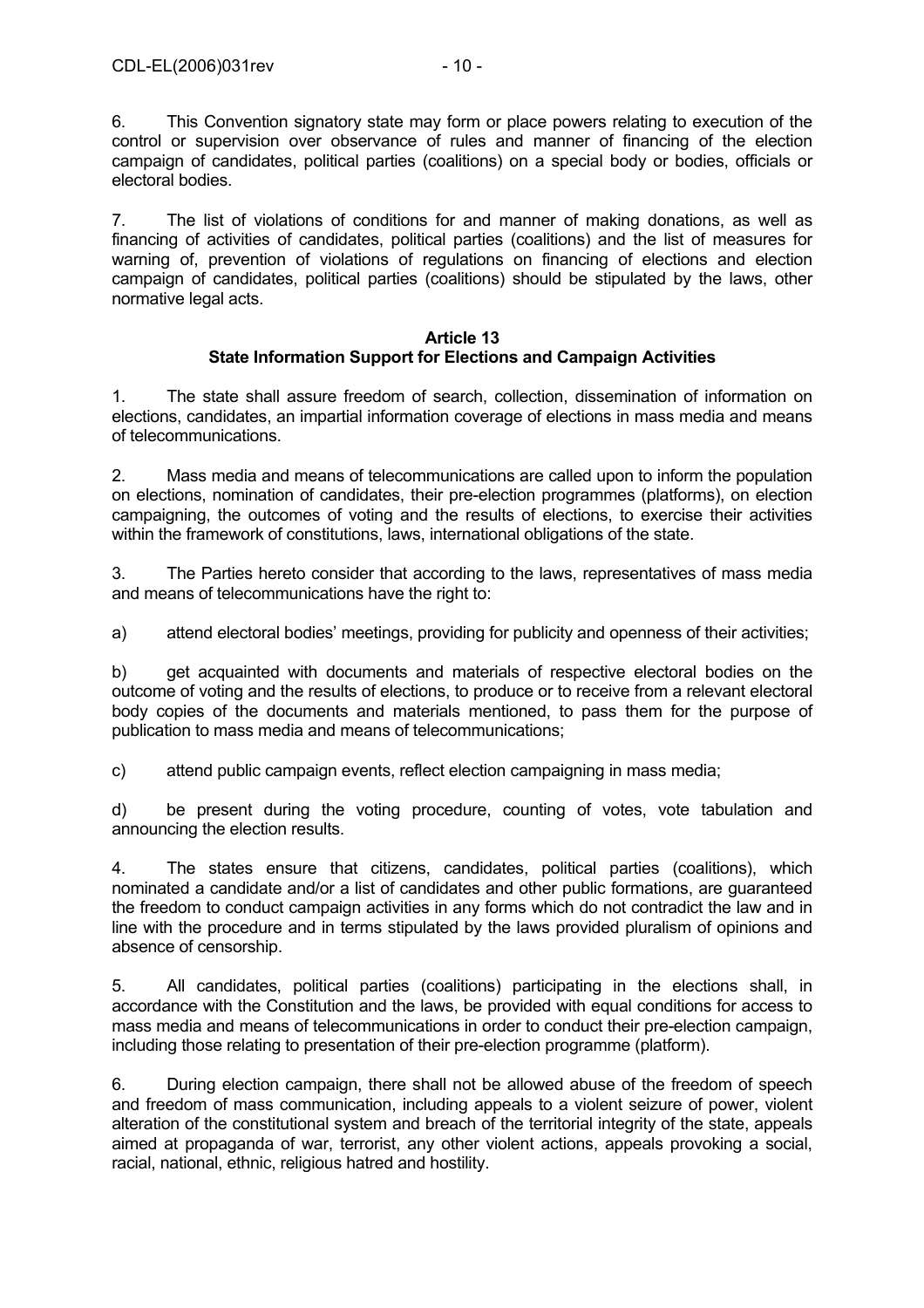6. This Convention signatory state may form or place powers relating to execution of the control or supervision over observance of rules and manner of financing of the election campaign of candidates, political parties (coalitions) on a special body or bodies, officials or electoral bodies.

7. The list of violations of conditions for and manner of making donations, as well as financing of activities of candidates, political parties (coalitions) and the list of measures for warning of, prevention of violations of regulations on financing of elections and election campaign of candidates, political parties (coalitions) should be stipulated by the laws, other normative legal acts.

### Article 13
### State Information Support for Elections and Campaign Activities

1. The state shall assure freedom of search, collection, dissemination of information on elections, candidates, an impartial information coverage of elections in mass media and means of telecommunications.

2. Mass media and means of telecommunications are called upon to inform the population on elections, nomination of candidates, their pre-election programmes (platforms), on election campaigning, the outcomes of voting and the results of elections, to exercise their activities within the framework of constitutions, laws, international obligations of the state.

3. The Parties hereto consider that according to the laws, representatives of mass media and means of telecommunications have the right to:

a) attend electoral bodies' meetings, providing for publicity and openness of their activities;

b) get acquainted with documents and materials of respective electoral bodies on the outcome of voting and the results of elections, to produce or to receive from a relevant electoral body copies of the documents and materials mentioned, to pass them for the purpose of publication to mass media and means of telecommunications;

c) attend public campaign events, reflect election campaigning in mass media;

d) be present during the voting procedure, counting of votes, vote tabulation and announcing the election results.

4. The states ensure that citizens, candidates, political parties (coalitions), which nominated a candidate and/or a list of candidates and other public formations, are guaranteed the freedom to conduct campaign activities in any forms which do not contradict the law and in line with the procedure and in terms stipulated by the laws provided pluralism of opinions and absence of censorship.

5. All candidates, political parties (coalitions) participating in the elections shall, in accordance with the Constitution and the laws, be provided with equal conditions for access to mass media and means of telecommunications in order to conduct their pre-election campaign, including those relating to presentation of their pre-election programme (platform).

6. During election campaign, there shall not be allowed abuse of the freedom of speech and freedom of mass communication, including appeals to a violent seizure of power, violent alteration of the constitutional system and breach of the territorial integrity of the state, appeals aimed at propaganda of war, terrorist, any other violent actions, appeals provoking a social, racial, national, ethnic, religious hatred and hostility.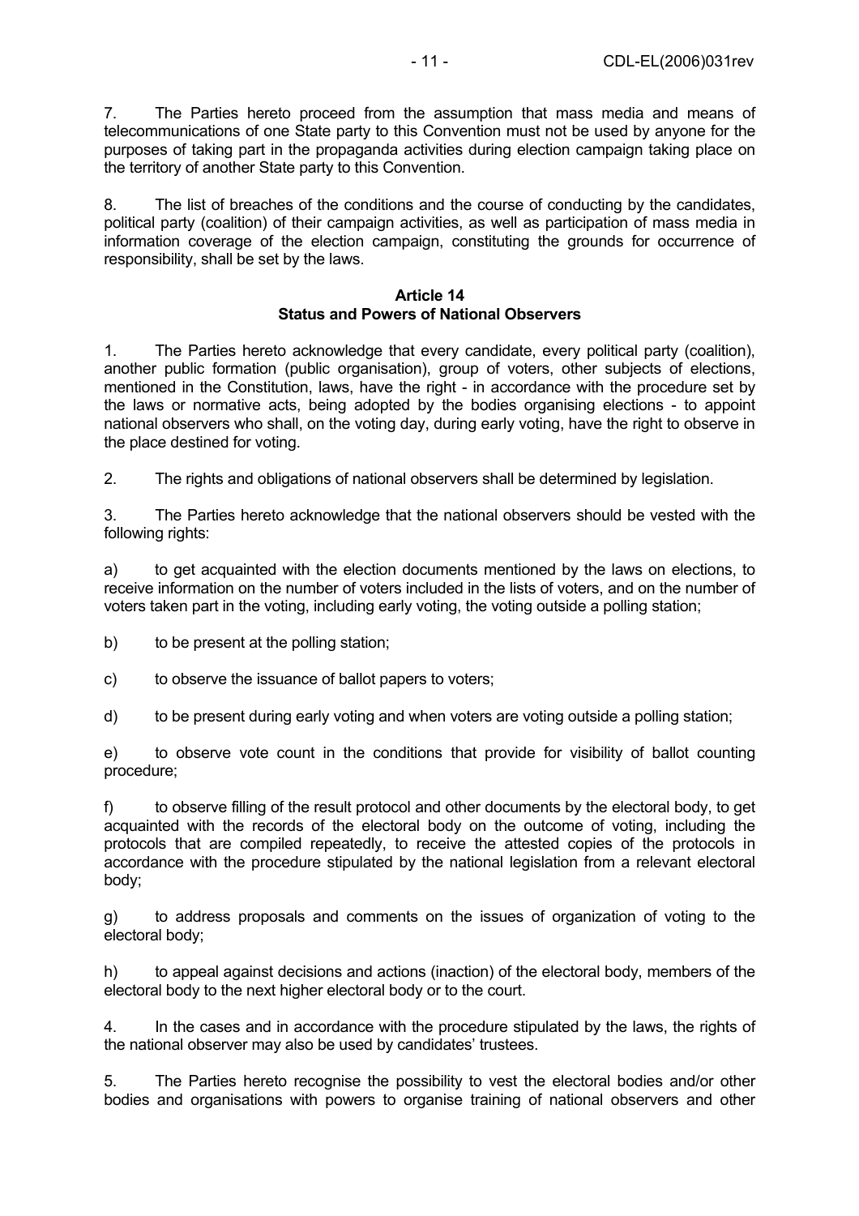7. The Parties hereto proceed from the assumption that mass media and means of telecommunications of one State party to this Convention must not be used by anyone for the purposes of taking part in the propaganda activities during election campaign taking place on the territory of another State party to this Convention.

8. The list of breaches of the conditions and the course of conducting by the candidates, political party (coalition) of their campaign activities, as well as participation of mass media in information coverage of the election campaign, constituting the grounds for occurrence of responsibility, shall be set by the laws.

**Article 14**
**Status and Powers of National Observers**

1. The Parties hereto acknowledge that every candidate, every political party (coalition), another public formation (public organisation), group of voters, other subjects of elections, mentioned in the Constitution, laws, have the right - in accordance with the procedure set by the laws or normative acts, being adopted by the bodies organising elections - to appoint national observers who shall, on the voting day, during early voting, have the right to observe in the place destined for voting.

2. The rights and obligations of national observers shall be determined by legislation.

3. The Parties hereto acknowledge that the national observers should be vested with the following rights:

a) to get acquainted with the election documents mentioned by the laws on elections, to receive information on the number of voters included in the lists of voters, and on the number of voters taken part in the voting, including early voting, the voting outside a polling station;

b) to be present at the polling station;

c) to observe the issuance of ballot papers to voters;

d) to be present during early voting and when voters are voting outside a polling station;

e) to observe vote count in the conditions that provide for visibility of ballot counting procedure;

f) to observe filling of the result protocol and other documents by the electoral body, to get acquainted with the records of the electoral body on the outcome of voting, including the protocols that are compiled repeatedly, to receive the attested copies of the protocols in accordance with the procedure stipulated by the national legislation from a relevant electoral body;

g) to address proposals and comments on the issues of organization of voting to the electoral body;

h) to appeal against decisions and actions (inaction) of the electoral body, members of the electoral body to the next higher electoral body or to the court.

4. In the cases and in accordance with the procedure stipulated by the laws, the rights of the national observer may also be used by candidates' trustees.

5. The Parties hereto recognise the possibility to vest the electoral bodies and/or other bodies and organisations with powers to organise training of national observers and other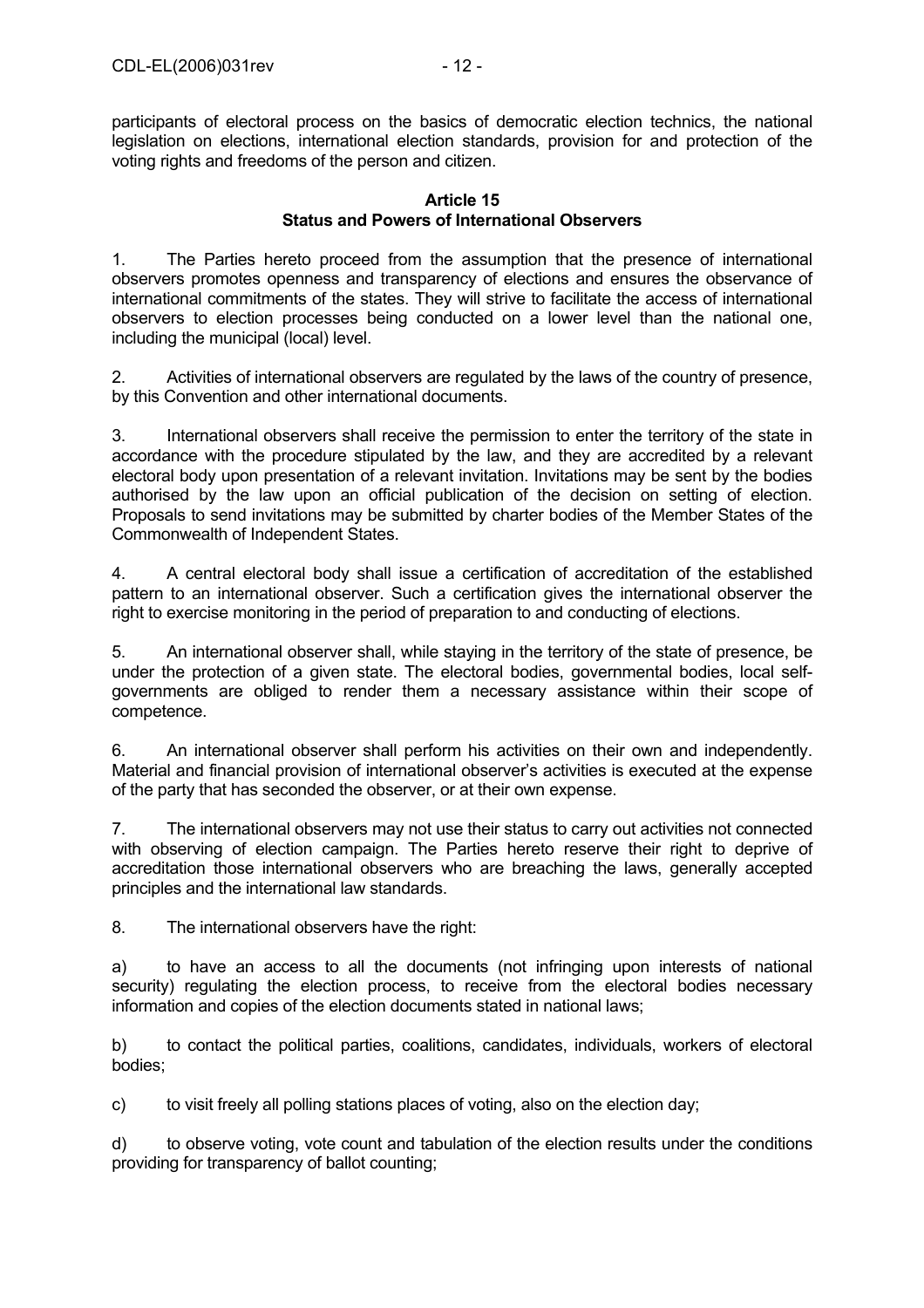participants of electoral process on the basics of democratic election technics, the national legislation on elections, international election standards, provision for and protection of the voting rights and freedoms of the person and citizen.

**Article 15**
**Status and Powers of International Observers**

1. The Parties hereto proceed from the assumption that the presence of international observers promotes openness and transparency of elections and ensures the observance of international commitments of the states. They will strive to facilitate the access of international observers to election processes being conducted on a lower level than the national one, including the municipal (local) level.

2. Activities of international observers are regulated by the laws of the country of presence, by this Convention and other international documents.

3. International observers shall receive the permission to enter the territory of the state in accordance with the procedure stipulated by the law, and they are accredited by a relevant electoral body upon presentation of a relevant invitation. Invitations may be sent by the bodies authorised by the law upon an official publication of the decision on setting of election. Proposals to send invitations may be submitted by charter bodies of the Member States of the Commonwealth of Independent States.

4. A central electoral body shall issue a certification of accreditation of the established pattern to an international observer. Such a certification gives the international observer the right to exercise monitoring in the period of preparation to and conducting of elections.

5. An international observer shall, while staying in the territory of the state of presence, be under the protection of a given state. The electoral bodies, governmental bodies, local self-governments are obliged to render them a necessary assistance within their scope of competence.

6. An international observer shall perform his activities on their own and independently. Material and financial provision of international observer's activities is executed at the expense of the party that has seconded the observer, or at their own expense.

7. The international observers may not use their status to carry out activities not connected with observing of election campaign. The Parties hereto reserve their right to deprive of accreditation those international observers who are breaching the laws, generally accepted principles and the international law standards.

8. The international observers have the right:

a) to have an access to all the documents (not infringing upon interests of national security) regulating the election process, to receive from the electoral bodies necessary information and copies of the election documents stated in national laws;

b) to contact the political parties, coalitions, candidates, individuals, workers of electoral bodies;

c) to visit freely all polling stations places of voting, also on the election day;

d) to observe voting, vote count and tabulation of the election results under the conditions providing for transparency of ballot counting;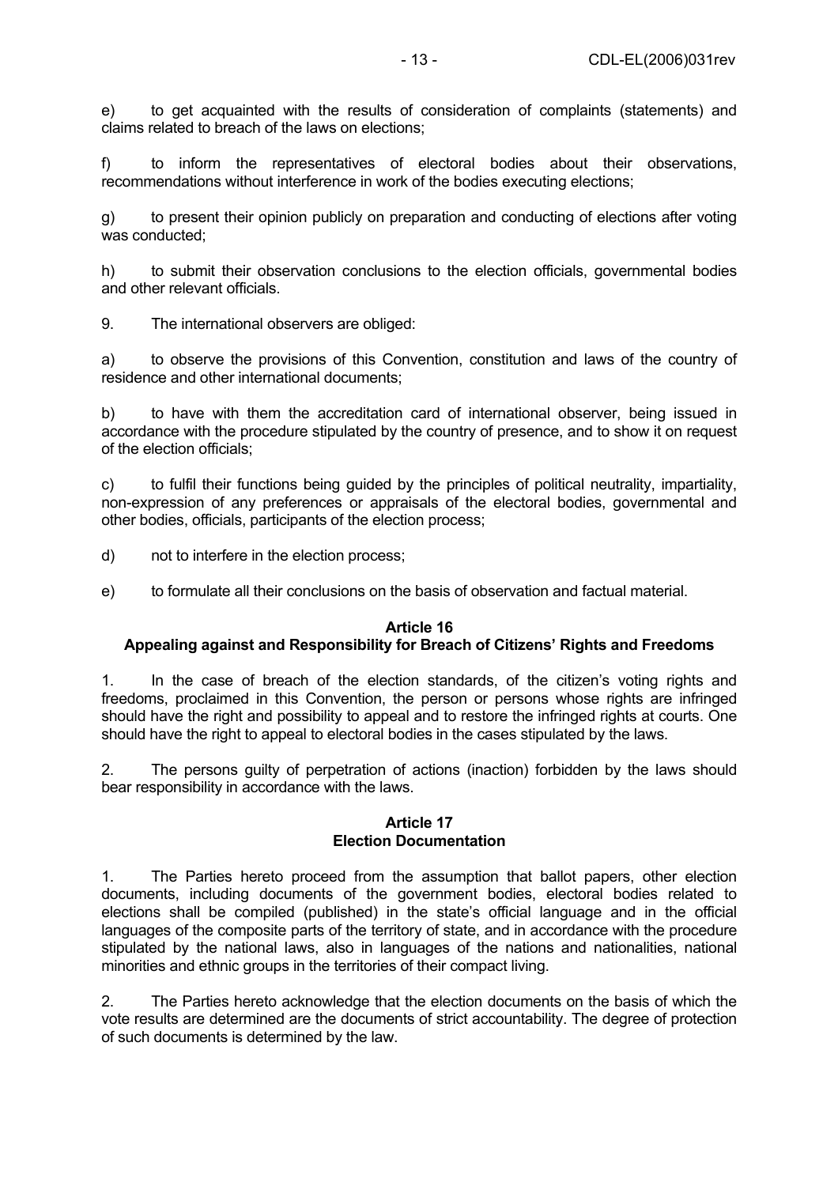e) to get acquainted with the results of consideration of complaints (statements) and claims related to breach of the laws on elections;

f) to inform the representatives of electoral bodies about their observations, recommendations without interference in work of the bodies executing elections;

g) to present their opinion publicly on preparation and conducting of elections after voting was conducted;

h) to submit their observation conclusions to the election officials, governmental bodies and other relevant officials.

9. The international observers are obliged:

a) to observe the provisions of this Convention, constitution and laws of the country of residence and other international documents;

b) to have with them the accreditation card of international observer, being issued in accordance with the procedure stipulated by the country of presence, and to show it on request of the election officials;

c) to fulfil their functions being guided by the principles of political neutrality, impartiality, non-expression of any preferences or appraisals of the electoral bodies, governmental and other bodies, officials, participants of the election process;

d) not to interfere in the election process;

e) to formulate all their conclusions on the basis of observation and factual material.

**Article 16**
**Appealing against and Responsibility for Breach of Citizens' Rights and Freedoms**

1. In the case of breach of the election standards, of the citizen's voting rights and freedoms, proclaimed in this Convention, the person or persons whose rights are infringed should have the right and possibility to appeal and to restore the infringed rights at courts. One should have the right to appeal to electoral bodies in the cases stipulated by the laws.

2. The persons guilty of perpetration of actions (inaction) forbidden by the laws should bear responsibility in accordance with the laws.

**Article 17**
**Election Documentation**

1. The Parties hereto proceed from the assumption that ballot papers, other election documents, including documents of the government bodies, electoral bodies related to elections shall be compiled (published) in the state's official language and in the official languages of the composite parts of the territory of state, and in accordance with the procedure stipulated by the national laws, also in languages of the nations and nationalities, national minorities and ethnic groups in the territories of their compact living.

2. The Parties hereto acknowledge that the election documents on the basis of which the vote results are determined are the documents of strict accountability. The degree of protection of such documents is determined by the law.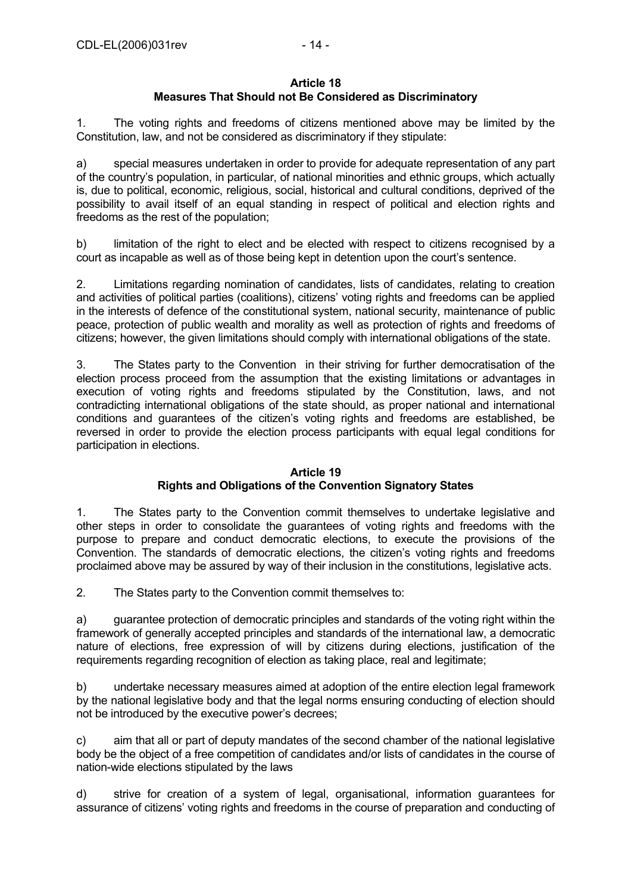### Article 18
### Measures That Should not Be Considered as Discriminatory

1. The voting rights and freedoms of citizens mentioned above may be limited by the Constitution, law, and not be considered as discriminatory if they stipulate:

a) special measures undertaken in order to provide for adequate representation of any part of the country's population, in particular, of national minorities and ethnic groups, which actually is, due to political, economic, religious, social, historical and cultural conditions, deprived of the possibility to avail itself of an equal standing in respect of political and election rights and freedoms as the rest of the population;

b) limitation of the right to elect and be elected with respect to citizens recognised by a court as incapable as well as of those being kept in detention upon the court's sentence.

2. Limitations regarding nomination of candidates, lists of candidates, relating to creation and activities of political parties (coalitions), citizens' voting rights and freedoms can be applied in the interests of defence of the constitutional system, national security, maintenance of public peace, protection of public wealth and morality as well as protection of rights and freedoms of citizens; however, the given limitations should comply with international obligations of the state.

3. The States party to the Convention in their striving for further democratisation of the election process proceed from the assumption that the existing limitations or advantages in execution of voting rights and freedoms stipulated by the Constitution, laws, and not contradicting international obligations of the state should, as proper national and international conditions and guarantees of the citizen's voting rights and freedoms are established, be reversed in order to provide the election process participants with equal legal conditions for participation in elections.

### Article 19
### Rights and Obligations of the Convention Signatory States

1. The States party to the Convention commit themselves to undertake legislative and other steps in order to consolidate the guarantees of voting rights and freedoms with the purpose to prepare and conduct democratic elections, to execute the provisions of the Convention. The standards of democratic elections, the citizen's voting rights and freedoms proclaimed above may be assured by way of their inclusion in the constitutions, legislative acts.

2. The States party to the Convention commit themselves to:

a) guarantee protection of democratic principles and standards of the voting right within the framework of generally accepted principles and standards of the international law, a democratic nature of elections, free expression of will by citizens during elections, justification of the requirements regarding recognition of election as taking place, real and legitimate;

b) undertake necessary measures aimed at adoption of the entire election legal framework by the national legislative body and that the legal norms ensuring conducting of election should not be introduced by the executive power's decrees;

c) aim that all or part of deputy mandates of the second chamber of the national legislative body be the object of a free competition of candidates and/or lists of candidates in the course of nation-wide elections stipulated by the laws

d) strive for creation of a system of legal, organisational, information guarantees for assurance of citizens' voting rights and freedoms in the course of preparation and conducting of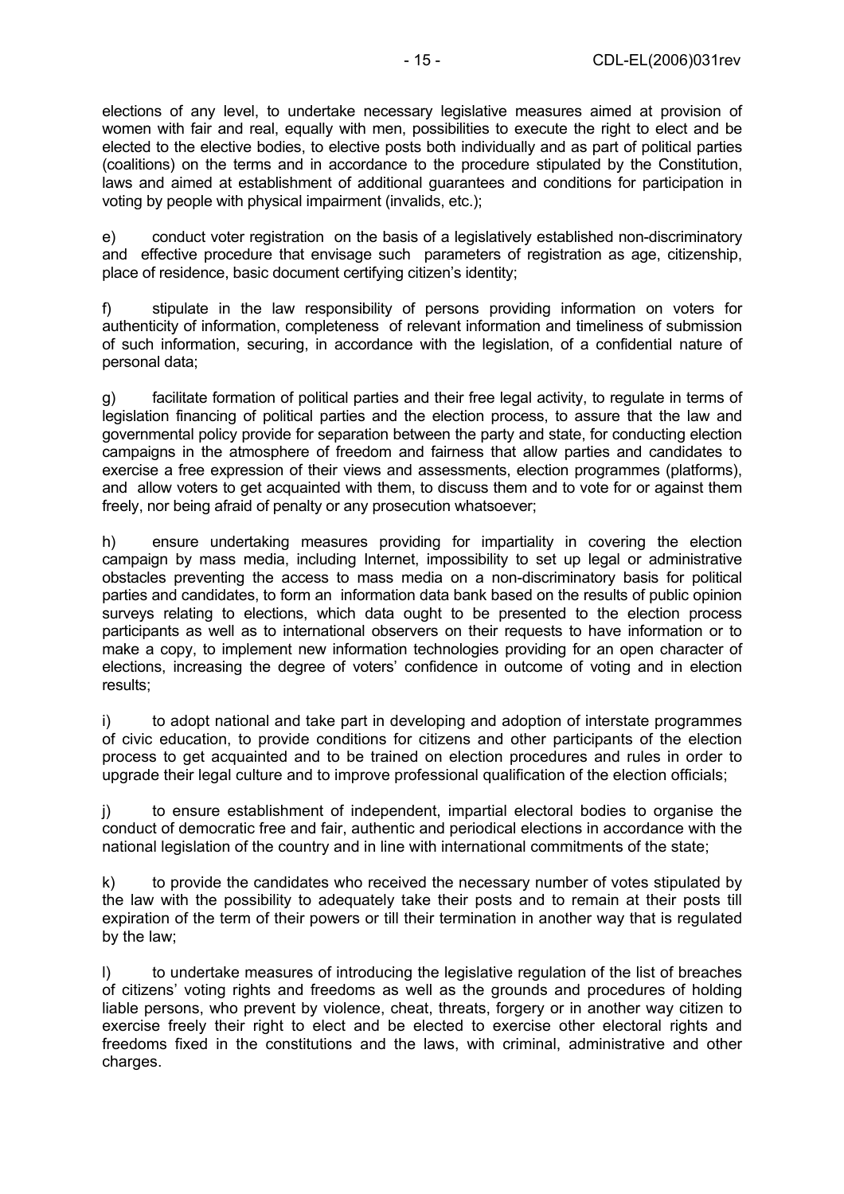elections of any level, to undertake necessary legislative measures aimed at provision of women with fair and real, equally with men, possibilities to execute the right to elect and be elected to the elective bodies, to elective posts both individually and as part of political parties (coalitions) on the terms and in accordance to the procedure stipulated by the Constitution, laws and aimed at establishment of additional guarantees and conditions for participation in voting by people with physical impairment (invalids, etc.);

e) conduct voter registration on the basis of a legislatively established non-discriminatory and effective procedure that envisage such parameters of registration as age, citizenship, place of residence, basic document certifying citizen's identity;

f) stipulate in the law responsibility of persons providing information on voters for authenticity of information, completeness of relevant information and timeliness of submission of such information, securing, in accordance with the legislation, of a confidential nature of personal data;

g) facilitate formation of political parties and their free legal activity, to regulate in terms of legislation financing of political parties and the election process, to assure that the law and governmental policy provide for separation between the party and state, for conducting election campaigns in the atmosphere of freedom and fairness that allow parties and candidates to exercise a free expression of their views and assessments, election programmes (platforms), and allow voters to get acquainted with them, to discuss them and to vote for or against them freely, nor being afraid of penalty or any prosecution whatsoever;

h) ensure undertaking measures providing for impartiality in covering the election campaign by mass media, including Internet, impossibility to set up legal or administrative obstacles preventing the access to mass media on a non-discriminatory basis for political parties and candidates, to form an information data bank based on the results of public opinion surveys relating to elections, which data ought to be presented to the election process participants as well as to international observers on their requests to have information or to make a copy, to implement new information technologies providing for an open character of elections, increasing the degree of voters' confidence in outcome of voting and in election results;

i) to adopt national and take part in developing and adoption of interstate programmes of civic education, to provide conditions for citizens and other participants of the election process to get acquainted and to be trained on election procedures and rules in order to upgrade their legal culture and to improve professional qualification of the election officials;

j) to ensure establishment of independent, impartial electoral bodies to organise the conduct of democratic free and fair, authentic and periodical elections in accordance with the national legislation of the country and in line with international commitments of the state;

k) to provide the candidates who received the necessary number of votes stipulated by the law with the possibility to adequately take their posts and to remain at their posts till expiration of the term of their powers or till their termination in another way that is regulated by the law;

l) to undertake measures of introducing the legislative regulation of the list of breaches of citizens' voting rights and freedoms as well as the grounds and procedures of holding liable persons, who prevent by violence, cheat, threats, forgery or in another way citizen to exercise freely their right to elect and be elected to exercise other electoral rights and freedoms fixed in the constitutions and the laws, with criminal, administrative and other charges.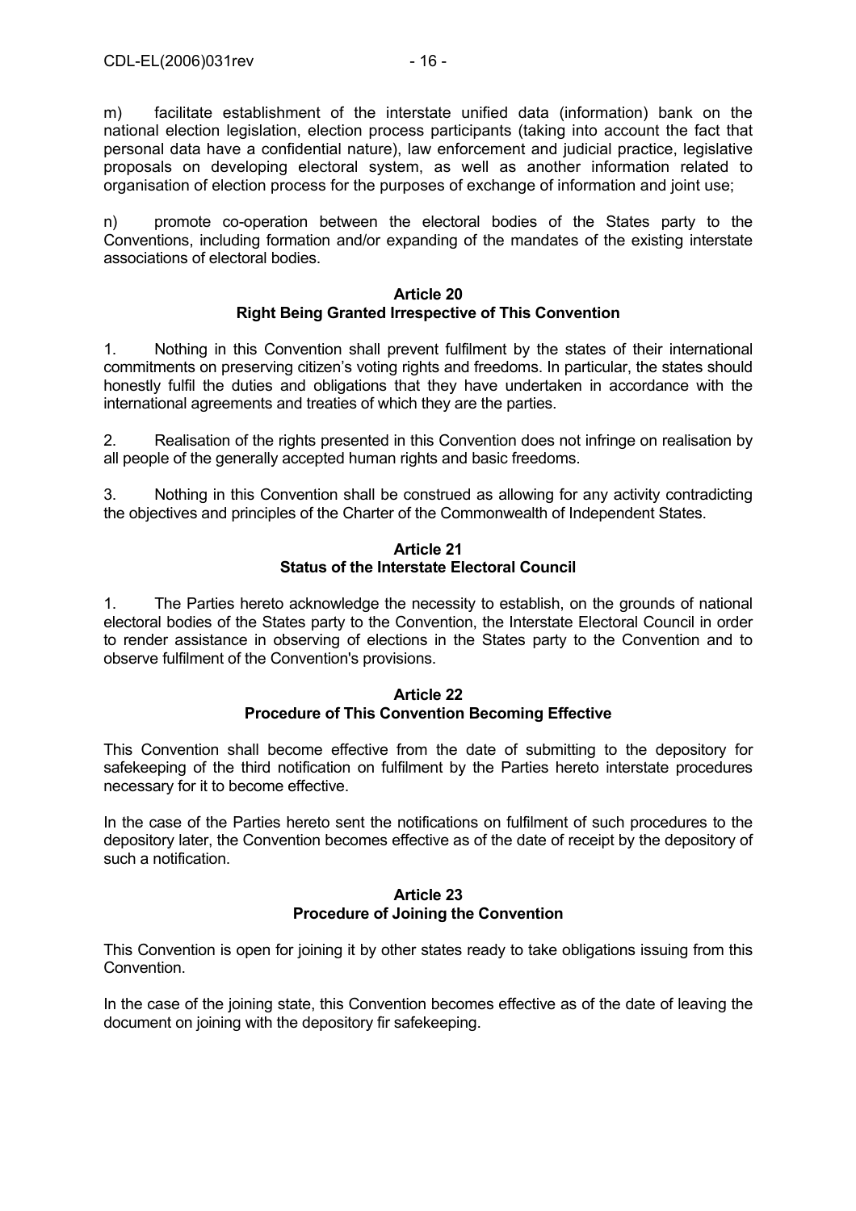m) facilitate establishment of the interstate unified data (information) bank on the national election legislation, election process participants (taking into account the fact that personal data have a confidential nature), law enforcement and judicial practice, legislative proposals on developing electoral system, as well as another information related to organisation of election process for the purposes of exchange of information and joint use;

n) promote co-operation between the electoral bodies of the States party to the Conventions, including formation and/or expanding of the mandates of the existing interstate associations of electoral bodies.

**Article 20**
**Right Being Granted Irrespective of This Convention**

1. Nothing in this Convention shall prevent fulfilment by the states of their international commitments on preserving citizen's voting rights and freedoms. In particular, the states should honestly fulfil the duties and obligations that they have undertaken in accordance with the international agreements and treaties of which they are the parties.

2. Realisation of the rights presented in this Convention does not infringe on realisation by all people of the generally accepted human rights and basic freedoms.

3. Nothing in this Convention shall be construed as allowing for any activity contradicting the objectives and principles of the Charter of the Commonwealth of Independent States.

**Article 21**
**Status of the Interstate Electoral Council**

1. The Parties hereto acknowledge the necessity to establish, on the grounds of national electoral bodies of the States party to the Convention, the Interstate Electoral Council in order to render assistance in observing of elections in the States party to the Convention and to observe fulfilment of the Convention's provisions.

**Article 22**
**Procedure of This Convention Becoming Effective**

This Convention shall become effective from the date of submitting to the depository for safekeeping of the third notification on fulfilment by the Parties hereto interstate procedures necessary for it to become effective.

In the case of the Parties hereto sent the notifications on fulfilment of such procedures to the depository later, the Convention becomes effective as of the date of receipt by the depository of such a notification.

**Article 23**
**Procedure of Joining the Convention**

This Convention is open for joining it by other states ready to take obligations issuing from this Convention.

In the case of the joining state, this Convention becomes effective as of the date of leaving the document on joining with the depository fir safekeeping.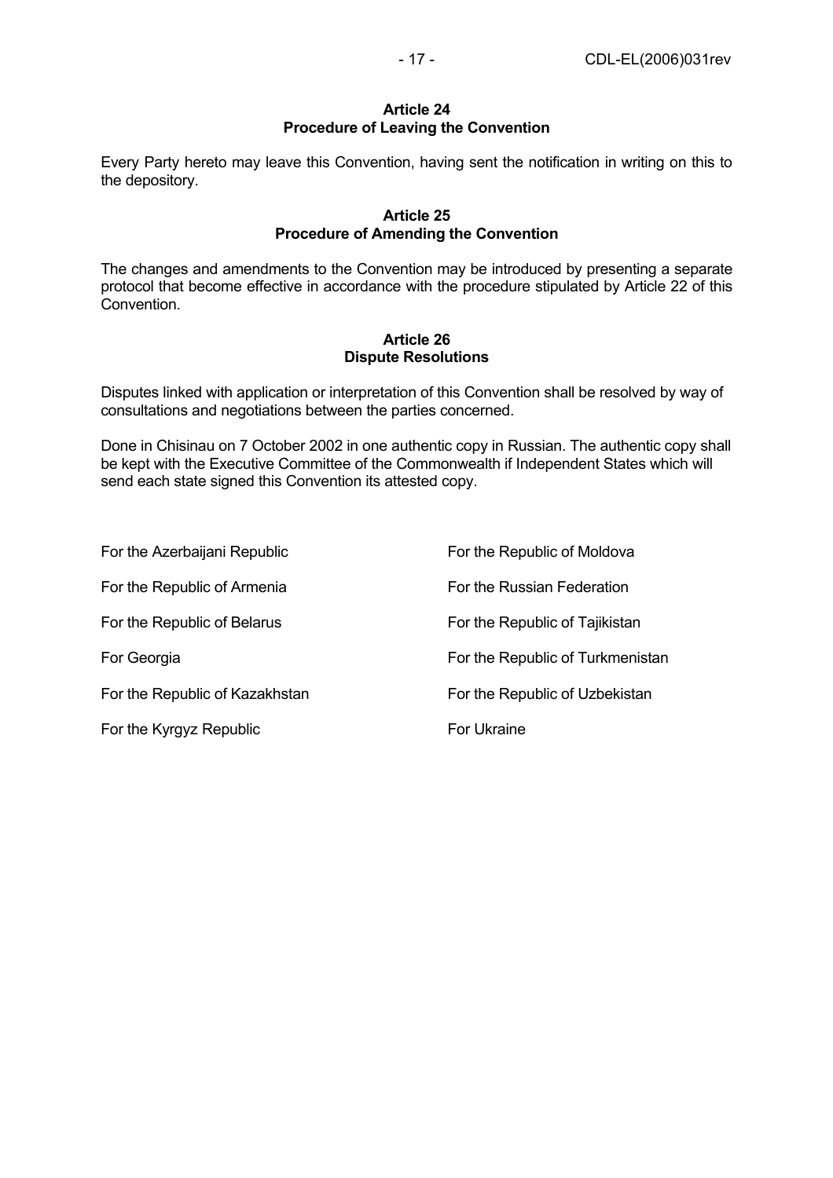**Article 24**
**Procedure of Leaving the Convention**

Every Party hereto may leave this Convention, having sent the notification in writing on this to the depository.

**Article 25**
**Procedure of Amending the Convention**

The changes and amendments to the Convention may be introduced by presenting a separate protocol that become effective in accordance with the procedure stipulated by Article 22 of this Convention.

**Article 26**
**Dispute Resolutions**

Disputes linked with application or interpretation of this Convention shall be resolved by way of consultations and negotiations between the parties concerned.

Done in Chisinau on 7 October 2002 in one authentic copy in Russian. The authentic copy shall be kept with the Executive Committee of the Commonwealth if Independent States which will send each state signed this Convention its attested copy.

For the Azerbaijani Republic

For the Republic of Armenia

For the Republic of Belarus

For Georgia

For the Republic of Kazakhstan

For the Kyrgyz Republic

For the Republic of Moldova

For the Russian Federation

For the Republic of Tajikistan

For the Republic of Turkmenistan

For the Republic of Uzbekistan

For Ukraine